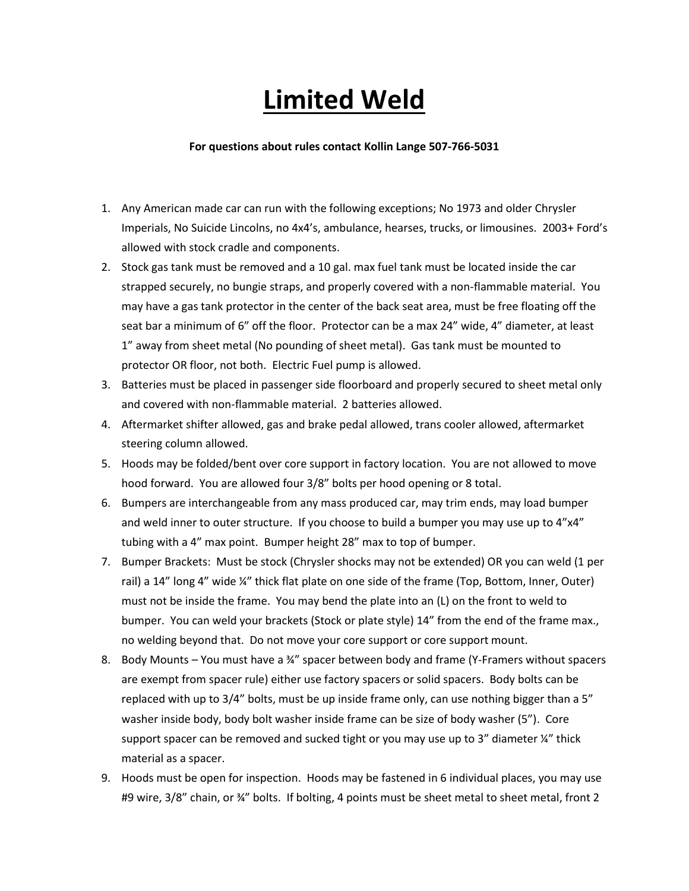# Limited Weld

**For questions about rules contact Kollin Lange 507-766-5031**

1. Any American made car can run with the following exceptions; No 1973 and older Chrysler Imperials, No Suicide Lincolns, no 4x4's, ambulance, hearses, trucks, or limousines. 2003+ Ford's allowed with stock cradle and components.
2. Stock gas tank must be removed and a 10 gal. max fuel tank must be located inside the car strapped securely, no bungie straps, and properly covered with a non-flammable material. You may have a gas tank protector in the center of the back seat area, must be free floating off the seat bar a minimum of 6" off the floor. Protector can be a max 24" wide, 4" diameter, at least 1" away from sheet metal (No pounding of sheet metal). Gas tank must be mounted to protector OR floor, not both. Electric Fuel pump is allowed.
3. Batteries must be placed in passenger side floorboard and properly secured to sheet metal only and covered with non-flammable material. 2 batteries allowed.
4. Aftermarket shifter allowed, gas and brake pedal allowed, trans cooler allowed, aftermarket steering column allowed.
5. Hoods may be folded/bent over core support in factory location. You are not allowed to move hood forward. You are allowed four 3/8" bolts per hood opening or 8 total.
6. Bumpers are interchangeable from any mass produced car, may trim ends, may load bumper and weld inner to outer structure. If you choose to build a bumper you may use up to 4"x4" tubing with a 4" max point. Bumper height 28" max to top of bumper.
7. Bumper Brackets: Must be stock (Chrysler shocks may not be extended) OR you can weld (1 per rail) a 14" long 4" wide ¼" thick flat plate on one side of the frame (Top, Bottom, Inner, Outer) must not be inside the frame. You may bend the plate into an (L) on the front to weld to bumper. You can weld your brackets (Stock or plate style) 14" from the end of the frame max., no welding beyond that. Do not move your core support or core support mount.
8. Body Mounts – You must have a ¾" spacer between body and frame (Y-Framers without spacers are exempt from spacer rule) either use factory spacers or solid spacers. Body bolts can be replaced with up to 3/4" bolts, must be up inside frame only, can use nothing bigger than a 5" washer inside body, body bolt washer inside frame can be size of body washer (5"). Core support spacer can be removed and sucked tight or you may use up to 3" diameter ¼" thick material as a spacer.
9. Hoods must be open for inspection. Hoods may be fastened in 6 individual places, you may use #9 wire, 3/8" chain, or ¾" bolts. If bolting, 4 points must be sheet metal to sheet metal, front 2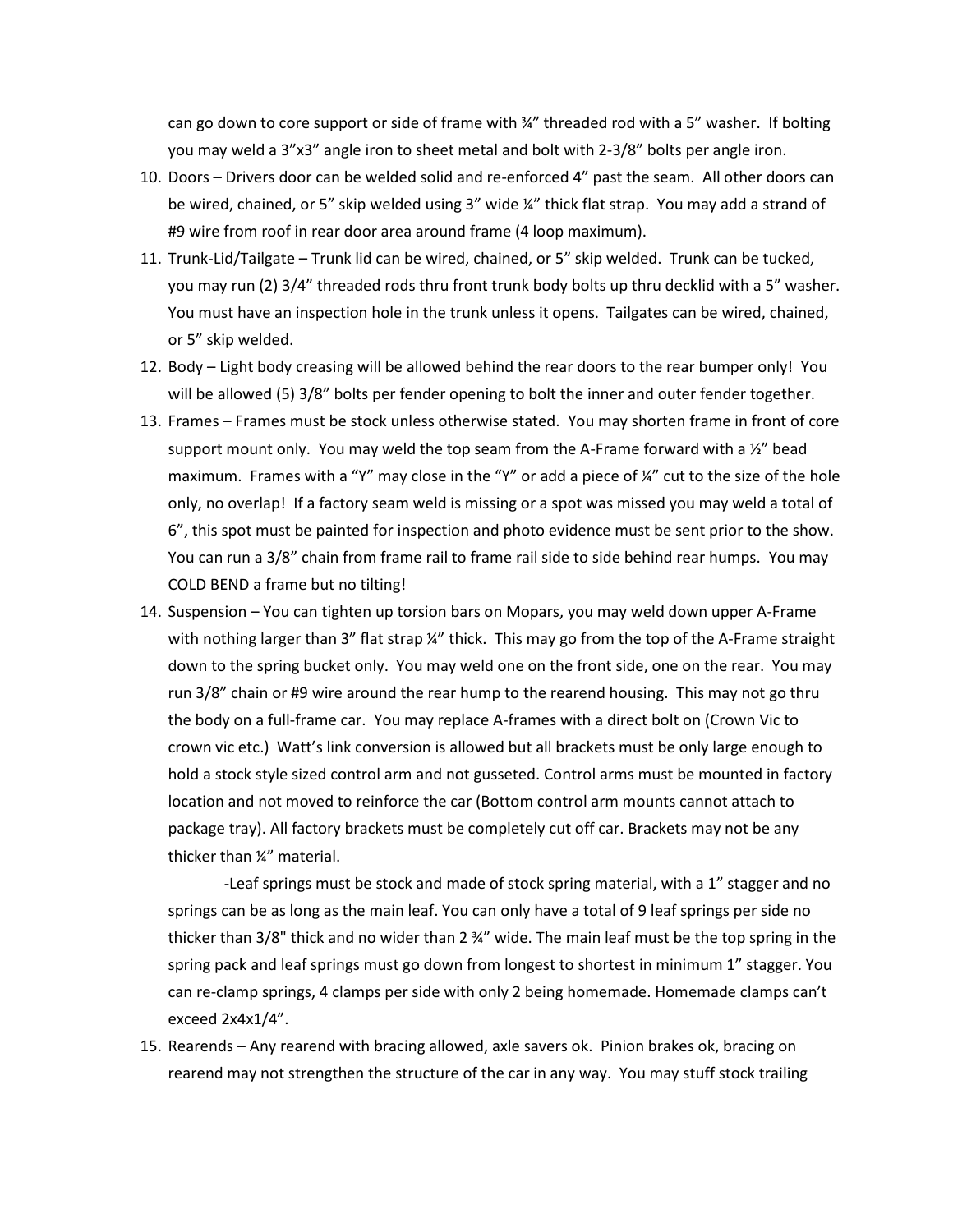can go down to core support or side of frame with ¾" threaded rod with a 5" washer. If bolting you may weld a 3"x3" angle iron to sheet metal and bolt with 2-3/8" bolts per angle iron.

10. Doors – Drivers door can be welded solid and re-enforced 4" past the seam. All other doors can be wired, chained, or 5" skip welded using 3" wide ¼" thick flat strap. You may add a strand of #9 wire from roof in rear door area around frame (4 loop maximum).
11. Trunk-Lid/Tailgate – Trunk lid can be wired, chained, or 5" skip welded. Trunk can be tucked, you may run (2) 3/4" threaded rods thru front trunk body bolts up thru decklid with a 5" washer. You must have an inspection hole in the trunk unless it opens. Tailgates can be wired, chained, or 5" skip welded.
12. Body – Light body creasing will be allowed behind the rear doors to the rear bumper only! You will be allowed (5) 3/8" bolts per fender opening to bolt the inner and outer fender together.
13. Frames – Frames must be stock unless otherwise stated. You may shorten frame in front of core support mount only. You may weld the top seam from the A-Frame forward with a ½" bead maximum. Frames with a "Y" may close in the "Y" or add a piece of ¼" cut to the size of the hole only, no overlap! If a factory seam weld is missing or a spot was missed you may weld a total of 6", this spot must be painted for inspection and photo evidence must be sent prior to the show. You can run a 3/8" chain from frame rail to frame rail side to side behind rear humps. You may COLD BEND a frame but no tilting!
14. Suspension – You can tighten up torsion bars on Mopars, you may weld down upper A-Frame with nothing larger than 3" flat strap ¼" thick. This may go from the top of the A-Frame straight down to the spring bucket only. You may weld one on the front side, one on the rear. You may run 3/8" chain or #9 wire around the rear hump to the rearend housing. This may not go thru the body on a full-frame car. You may replace A-frames with a direct bolt on (Crown Vic to crown vic etc.) Watt's link conversion is allowed but all brackets must be only large enough to hold a stock style sized control arm and not gusseted. Control arms must be mounted in factory location and not moved to reinforce the car (Bottom control arm mounts cannot attach to package tray). All factory brackets must be completely cut off car. Brackets may not be any thicker than ¼" material.

    -Leaf springs must be stock and made of stock spring material, with a 1" stagger and no springs can be as long as the main leaf. You can only have a total of 9 leaf springs per side no thicker than 3/8" thick and no wider than 2 ¾" wide. The main leaf must be the top spring in the spring pack and leaf springs must go down from longest to shortest in minimum 1" stagger. You can re-clamp springs, 4 clamps per side with only 2 being homemade. Homemade clamps can't exceed 2x4x1/4".

15. Rearends – Any rearend with bracing allowed, axle savers ok. Pinion brakes ok, bracing on rearend may not strengthen the structure of the car in any way. You may stuff stock trailing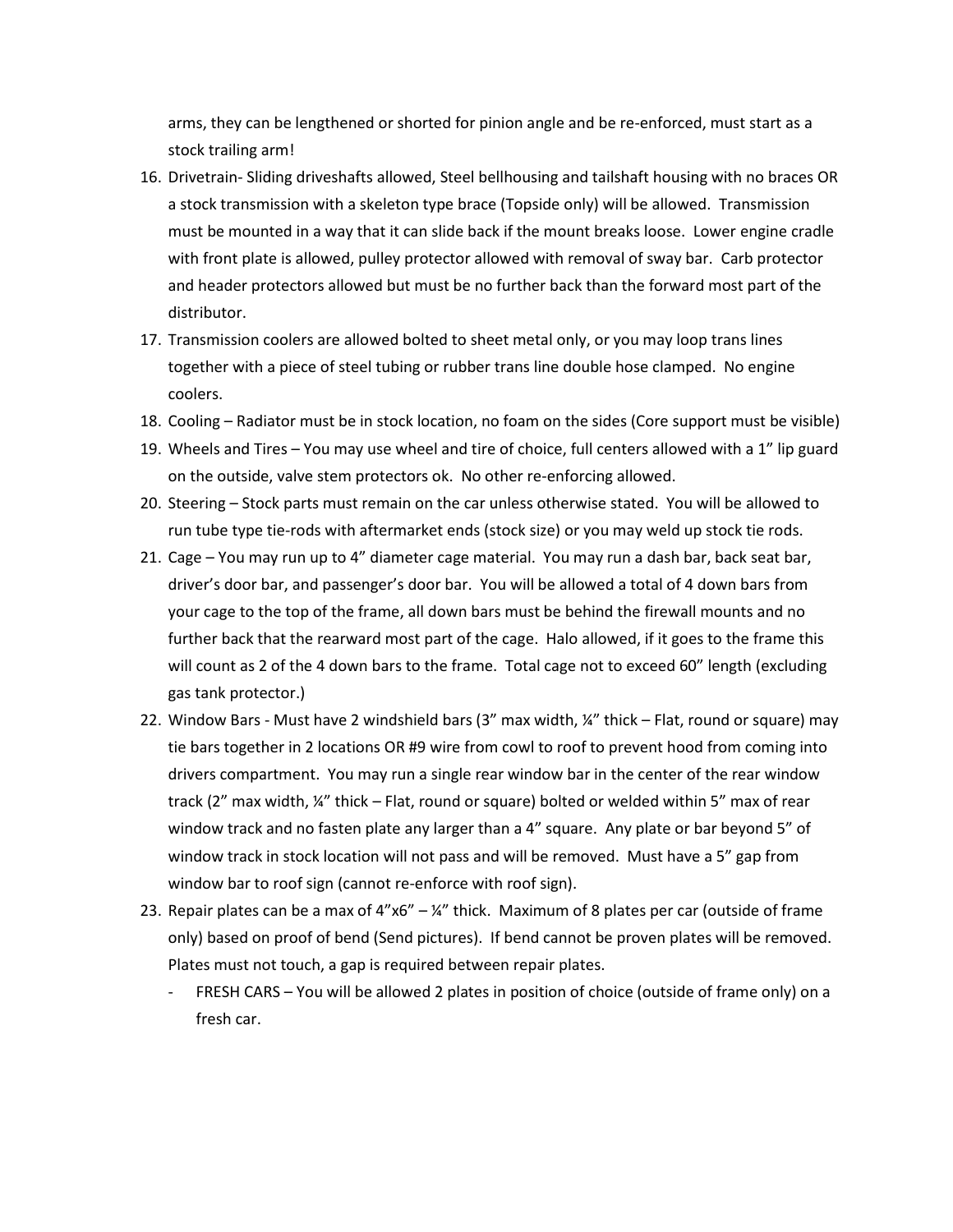arms, they can be lengthened or shorted for pinion angle and be re-enforced, must start as a stock trailing arm!

16. Drivetrain- Sliding driveshafts allowed, Steel bellhousing and tailshaft housing with no braces OR a stock transmission with a skeleton type brace (Topside only) will be allowed. Transmission must be mounted in a way that it can slide back if the mount breaks loose. Lower engine cradle with front plate is allowed, pulley protector allowed with removal of sway bar. Carb protector and header protectors allowed but must be no further back than the forward most part of the distributor.
17. Transmission coolers are allowed bolted to sheet metal only, or you may loop trans lines together with a piece of steel tubing or rubber trans line double hose clamped. No engine coolers.
18. Cooling – Radiator must be in stock location, no foam on the sides (Core support must be visible)
19. Wheels and Tires – You may use wheel and tire of choice, full centers allowed with a 1" lip guard on the outside, valve stem protectors ok. No other re-enforcing allowed.
20. Steering – Stock parts must remain on the car unless otherwise stated. You will be allowed to run tube type tie-rods with aftermarket ends (stock size) or you may weld up stock tie rods.
21. Cage – You may run up to 4" diameter cage material. You may run a dash bar, back seat bar, driver's door bar, and passenger's door bar. You will be allowed a total of 4 down bars from your cage to the top of the frame, all down bars must be behind the firewall mounts and no further back that the rearward most part of the cage. Halo allowed, if it goes to the frame this will count as 2 of the 4 down bars to the frame. Total cage not to exceed 60" length (excluding gas tank protector.)
22. Window Bars - Must have 2 windshield bars (3" max width, ¼" thick – Flat, round or square) may tie bars together in 2 locations OR #9 wire from cowl to roof to prevent hood from coming into drivers compartment. You may run a single rear window bar in the center of the rear window track (2" max width, ¼" thick – Flat, round or square) bolted or welded within 5" max of rear window track and no fasten plate any larger than a 4" square. Any plate or bar beyond 5" of window track in stock location will not pass and will be removed. Must have a 5" gap from window bar to roof sign (cannot re-enforce with roof sign).
23. Repair plates can be a max of 4"x6" – ¼" thick. Maximum of 8 plates per car (outside of frame only) based on proof of bend (Send pictures). If bend cannot be proven plates will be removed. Plates must not touch, a gap is required between repair plates.
    - FRESH CARS – You will be allowed 2 plates in position of choice (outside of frame only) on a fresh car.